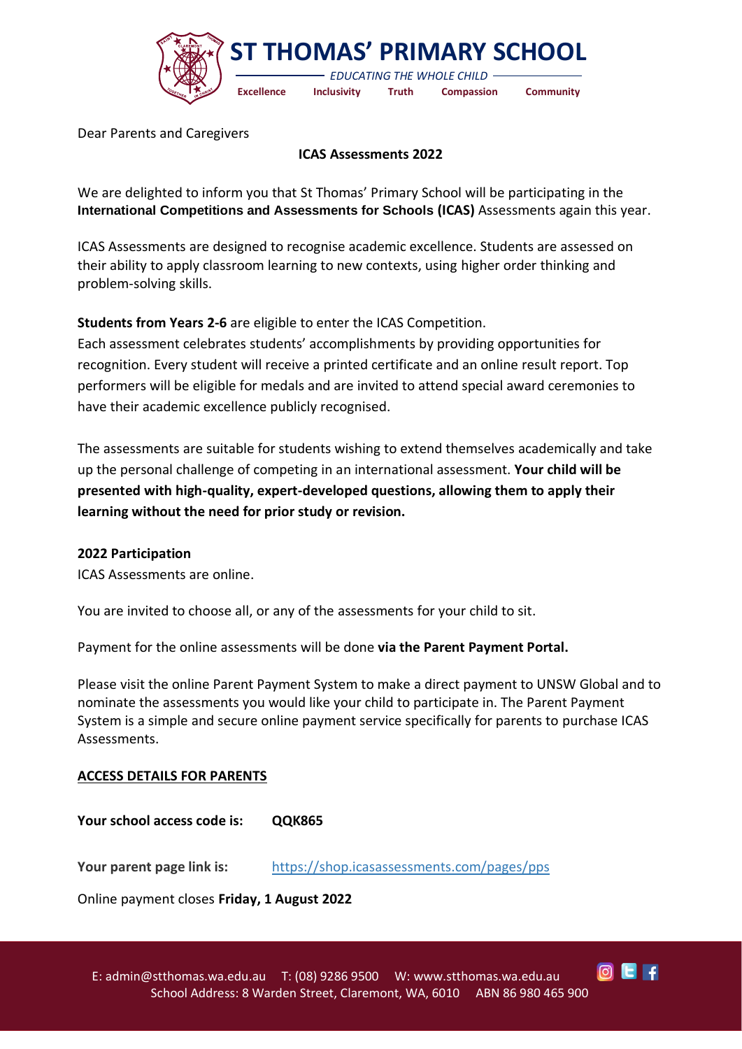# ST THOMAS' PRIMARY SCHOOL

*EDUCATING THE WHOLE CHILD*

**Excellence** **Inclusivity** **Truth** **Compassion** **Community**

Dear Parents and Caregivers

**ICAS Assessments 2022**

We are delighted to inform you that St Thomas' Primary School will be participating in the **International Competitions and Assessments for Schools (ICAS)** Assessments again this year.

ICAS Assessments are designed to recognise academic excellence. Students are assessed on their ability to apply classroom learning to new contexts, using higher order thinking and problem-solving skills.

**Students from Years 2-6** are eligible to enter the ICAS Competition.
Each assessment celebrates students' accomplishments by providing opportunities for recognition. Every student will receive a printed certificate and an online result report. Top performers will be eligible for medals and are invited to attend special award ceremonies to have their academic excellence publicly recognised.

The assessments are suitable for students wishing to extend themselves academically and take up the personal challenge of competing in an international assessment. **Your child will be presented with high-quality, expert-developed questions, allowing them to apply their learning without the need for prior study or revision.**

**2022 Participation**
ICAS Assessments are online.

You are invited to choose all, or any of the assessments for your child to sit.

Payment for the online assessments will be done **via the Parent Payment Portal.**

Please visit the online Parent Payment System to make a direct payment to UNSW Global and to nominate the assessments you would like your child to participate in. The Parent Payment System is a simple and secure online payment service specifically for parents to purchase ICAS Assessments.

**ACCESS DETAILS FOR PARENTS**

**Your school access code is:** **QQK865**

**Your parent page link is:** https://shop.icasassessments.com/pages/pps

Online payment closes **Friday, 1 August 2022**

E: admin@stthomas.wa.edu.au T: (08) 9286 9500 W: www.stthomas.wa.edu.au
School Address: 8 Warden Street, Claremont, WA, 6010 ABN 86 980 465 900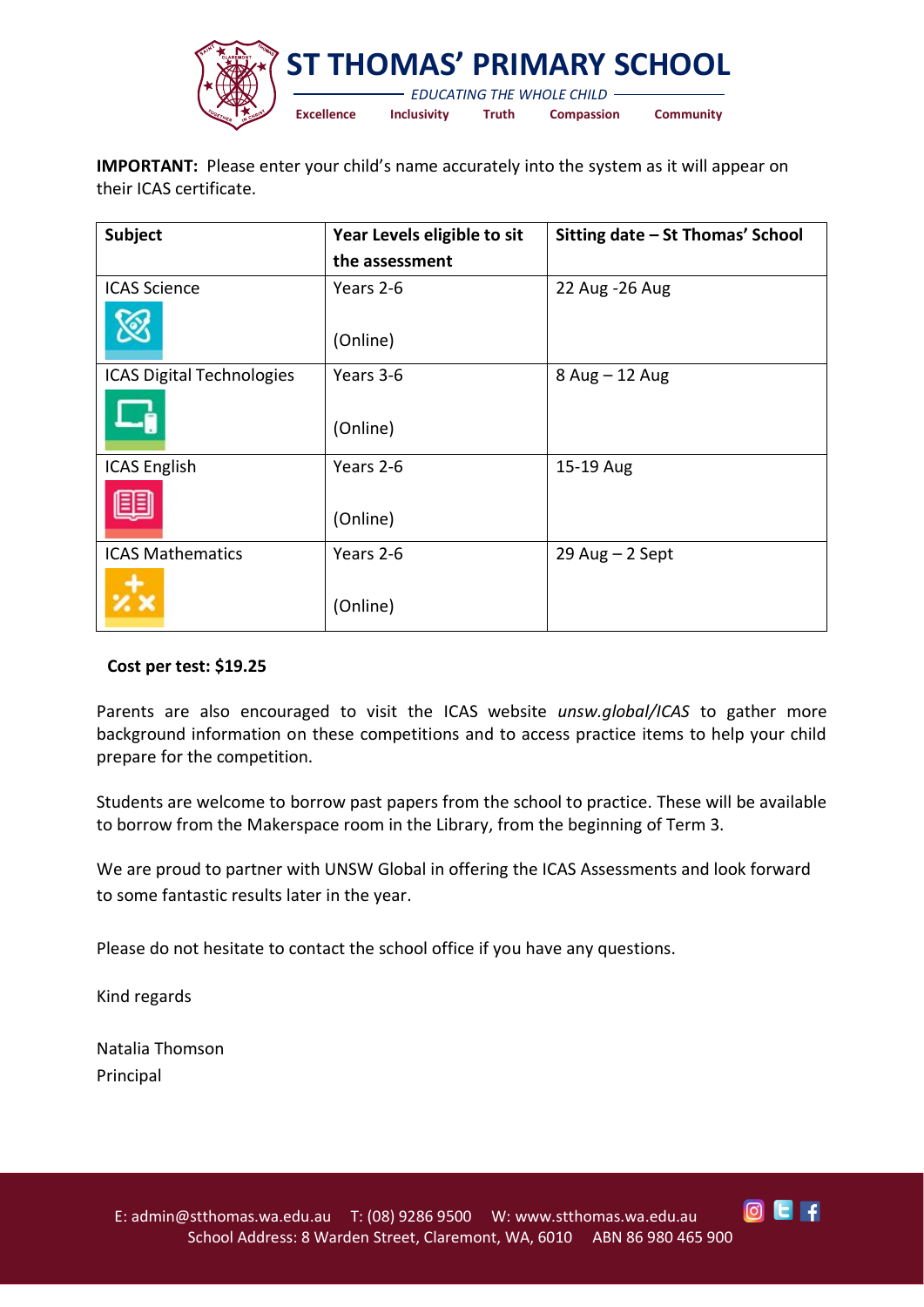**IMPORTANT:** Please enter your child's name accurately into the system as it will appear on their ICAS certificate.

| Subject | Year Levels eligible to sit the assessment | Sitting date – St Thomas' School |
|---|---|---|
| ICAS Science | Years 2-6<br><br>(Online) | 22 Aug -26 Aug |
| ICAS Digital Technologies | Years 3-6<br><br>(Online) | 8 Aug – 12 Aug |
| ICAS English | Years 2-6<br><br>(Online) | 15-19 Aug |
| ICAS Mathematics | Years 2-6<br><br>(Online) | 29 Aug – 2 Sept |

**Cost per test: $19.25**

Parents are also encouraged to visit the ICAS website *unsw.global/ICAS* to gather more background information on these competitions and to access practice items to help your child prepare for the competition.

Students are welcome to borrow past papers from the school to practice. These will be available to borrow from the Makerspace room in the Library, from the beginning of Term 3.

We are proud to partner with UNSW Global in offering the ICAS Assessments and look forward to some fantastic results later in the year.

Please do not hesitate to contact the school office if you have any questions.

Kind regards

Natalia Thomson
Principal